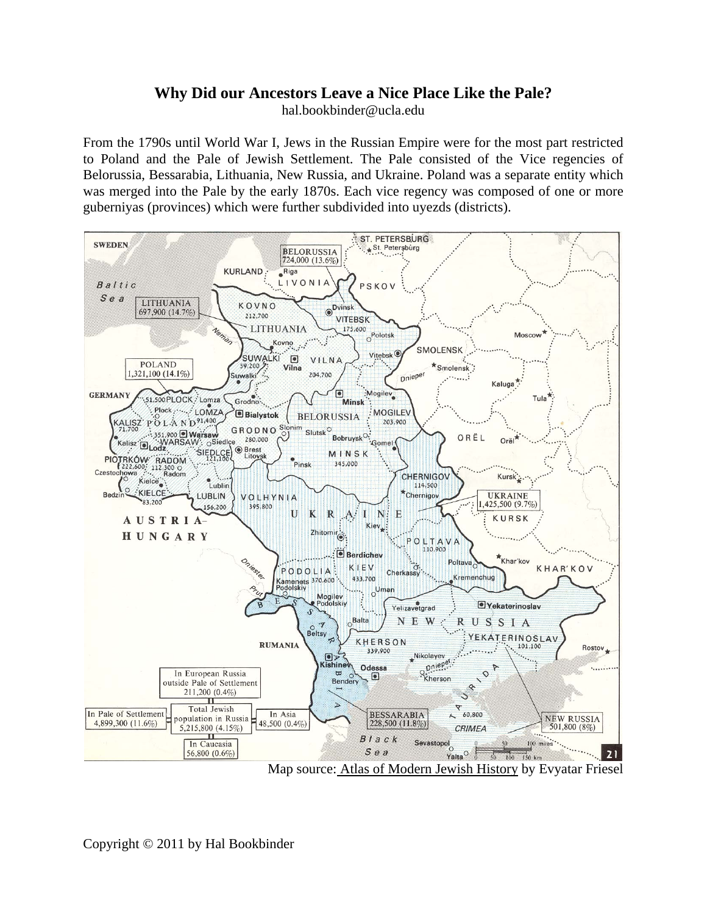# Why Did our Ancestors Leave a Nice Place Like the Pale?

hal.bookbinder@ucla.edu

From the 1790s until World War I, Jews in the Russian Empire were for the most part restricted to Poland and the Pale of Jewish Settlement. The Pale consisted of the Vice regencies of Belorussia, Bessarabia, Lithuania, New Russia, and Ukraine. Poland was a separate entity which was merged into the Pale by the early 1870s. Each vice regency was composed of one or more guberniyas (provinces) which were further subdivided into uyezds (districts).

Map source: Atlas of Modern Jewish History by Evyatar Friesel

Copyright © 2011 by Hal Bookbinder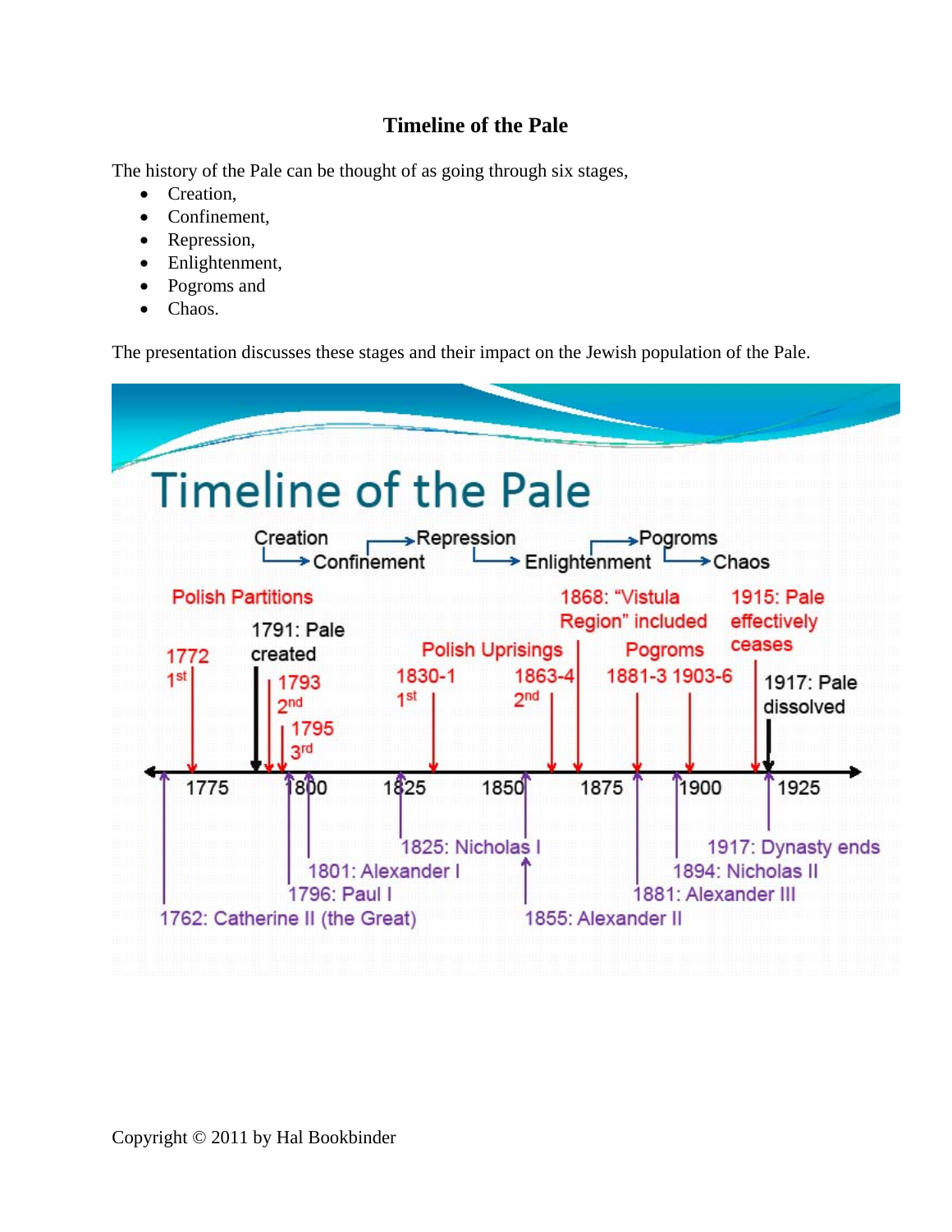# Timeline of the Pale

The history of the Pale can be thought of as going through six stages,

- Creation,
- Confinement,
- Repression,
- Enlightenment,
- Pogroms and
- Chaos.

The presentation discusses these stages and their impact on the Jewish population of the Pale.

## Timeline of the Pale

Creation → Confinement → Repression → Enlightenment → Pogroms → Chaos

**Events:**

- Polish Partitions: 1772 1st, 1793 2nd, 1795 3rd
- 1791: Pale created
- Polish Uprisings: 1830-1 1st, 1863-4 2nd
- 1868: "Vistula Region" included
- Pogroms: 1881-3, 1903-6
- 1915: Pale effectively ceases
- 1917: Pale dissolved

**Timeline:** 1775, 1800, 1825, 1850, 1875, 1900, 1925

**Rulers:**

- 1762: Catherine II (the Great)
- 1796: Paul I
- 1801: Alexander I
- 1825: Nicholas I
- 1855: Alexander II
- 1881: Alexander III
- 1894: Nicholas II
- 1917: Dynasty ends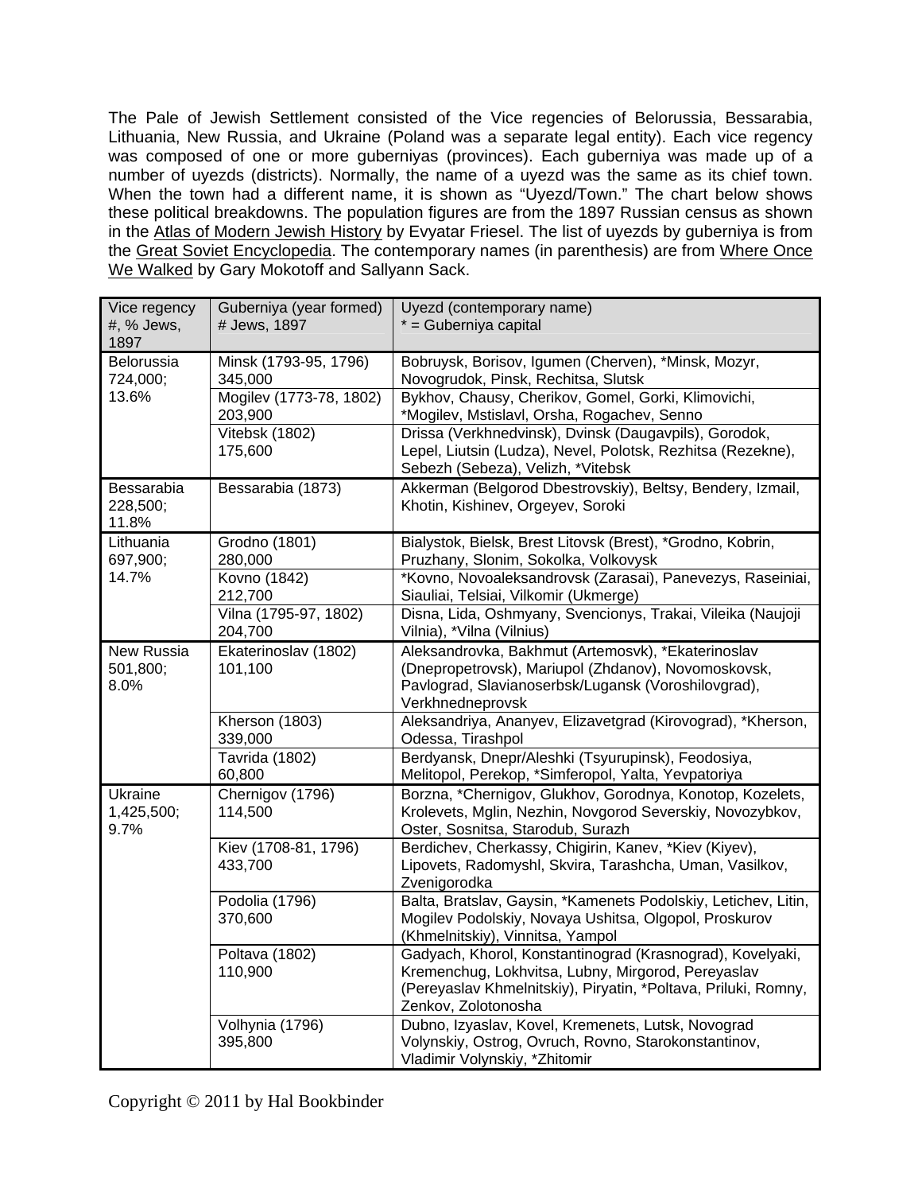The Pale of Jewish Settlement consisted of the Vice regencies of Belorussia, Bessarabia, Lithuania, New Russia, and Ukraine (Poland was a separate legal entity). Each vice regency was composed of one or more guberniyas (provinces). Each guberniya was made up of a number of uyezds (districts). Normally, the name of a uyezd was the same as its chief town. When the town had a different name, it is shown as "Uyezd/Town." The chart below shows these political breakdowns. The population figures are from the 1897 Russian census as shown in the Atlas of Modern Jewish History by Evyatar Friesel. The list of uyezds by guberniya is from the Great Soviet Encyclopedia. The contemporary names (in parenthesis) are from Where Once We Walked by Gary Mokotoff and Sallyann Sack.

| Vice regency #, % Jews, 1897 | Guberniya (year formed) # Jews, 1897 | Uyezd (contemporary name) * = Guberniya capital |
|---|---|---|
| Belorussia 724,000; 13.6% | Minsk (1793-95, 1796) 345,000 | Bobruysk, Borisov, Igumen (Cherven), *Minsk, Mozyr, Novogrudok, Pinsk, Rechitsa, Slutsk |
| | Mogilev (1773-78, 1802) 203,900 | Bykhov, Chausy, Cherikov, Gomel, Gorki, Klimovichi, *Mogilev, Mstislavl, Orsha, Rogachev, Senno |
| | Vitebsk (1802) 175,600 | Drissa (Verkhnedvinsk), Dvinsk (Daugavpils), Gorodok, Lepel, Liutsin (Ludza), Nevel, Polotsk, Rezhitsa (Rezekne), Sebezh (Sebeza), Velizh, *Vitebsk |
| Bessarabia 228,500; 11.8% | Bessarabia (1873) | Akkerman (Belgorod Dbestrovskiy), Beltsy, Bendery, Izmail, Khotin, Kishinev, Orgeyev, Soroki |
| Lithuania 697,900; 14.7% | Grodno (1801) 280,000 | Bialystok, Bielsk, Brest Litovsk (Brest), *Grodno, Kobrin, Pruzhany, Slonim, Sokolka, Volkovysk |
| | Kovno (1842) 212,700 | *Kovno, Novoaleksandrovsk (Zarasai), Panevezys, Raseiniai, Siauliai, Telsiai, Vilkomir (Ukmerge) |
| | Vilna (1795-97, 1802) 204,700 | Disna, Lida, Oshmyany, Svencionys, Trakai, Vileika (Naujoji Vilnia), *Vilna (Vilnius) |
| New Russia 501,800; 8.0% | Ekaterinoslav (1802) 101,100 | Aleksandrovka, Bakhmut (Artemosvk), *Ekaterinoslav (Dnepropetrovsk), Mariupol (Zhdanov), Novomoskovsk, Pavlograd, Slavianoserbsk/Lugansk (Voroshilovgrad), Verkhnedneprovsk |
| | Kherson (1803) 339,000 | Aleksandriya, Ananyev, Elizavetgrad (Kirovograd), *Kherson, Odessa, Tirashpol |
| | Tavrida (1802) 60,800 | Berdyansk, Dnepr/Aleshki (Tsyurupinsk), Feodosiya, Melitopol, Perekop, *Simferopol, Yalta, Yevpatoriya |
| Ukraine 1,425,500; 9.7% | Chernigov (1796) 114,500 | Borzna, *Chernigov, Glukhov, Gorodnya, Konotop, Kozelets, Krolevets, Mglin, Nezhin, Novgorod Severskiy, Novozybkov, Oster, Sosnitsa, Starodub, Surazh |
| | Kiev (1708-81, 1796) 433,700 | Berdichev, Cherkassy, Chigirin, Kanev, *Kiev (Kiyev), Lipovets, Radomyshl, Skvira, Tarashcha, Uman, Vasilkov, Zvenigorodka |
| | Podolia (1796) 370,600 | Balta, Bratslav, Gaysin, *Kamenets Podolskiy, Letichev, Litin, Mogilev Podolskiy, Novaya Ushitsa, Olgopol, Proskurov (Khmelnitskiy), Vinnitsa, Yampol |
| | Poltava (1802) 110,900 | Gadyach, Khorol, Konstantinograd (Krasnograd), Kovelyaki, Kremenchug, Lokhvitsa, Lubny, Mirgorod, Pereyaslav (Pereyaslav Khmelnitskiy), Piryatin, *Poltava, Priluki, Romny, Zenkov, Zolotonosha |
| | Volhynia (1796) 395,800 | Dubno, Izyaslav, Kovel, Kremenets, Lutsk, Novograd Volynskiy, Ostrog, Ovruch, Rovno, Starokonstantinov, Vladimir Volynskiy, *Zhitomir |

Copyright © 2011 by Hal Bookbinder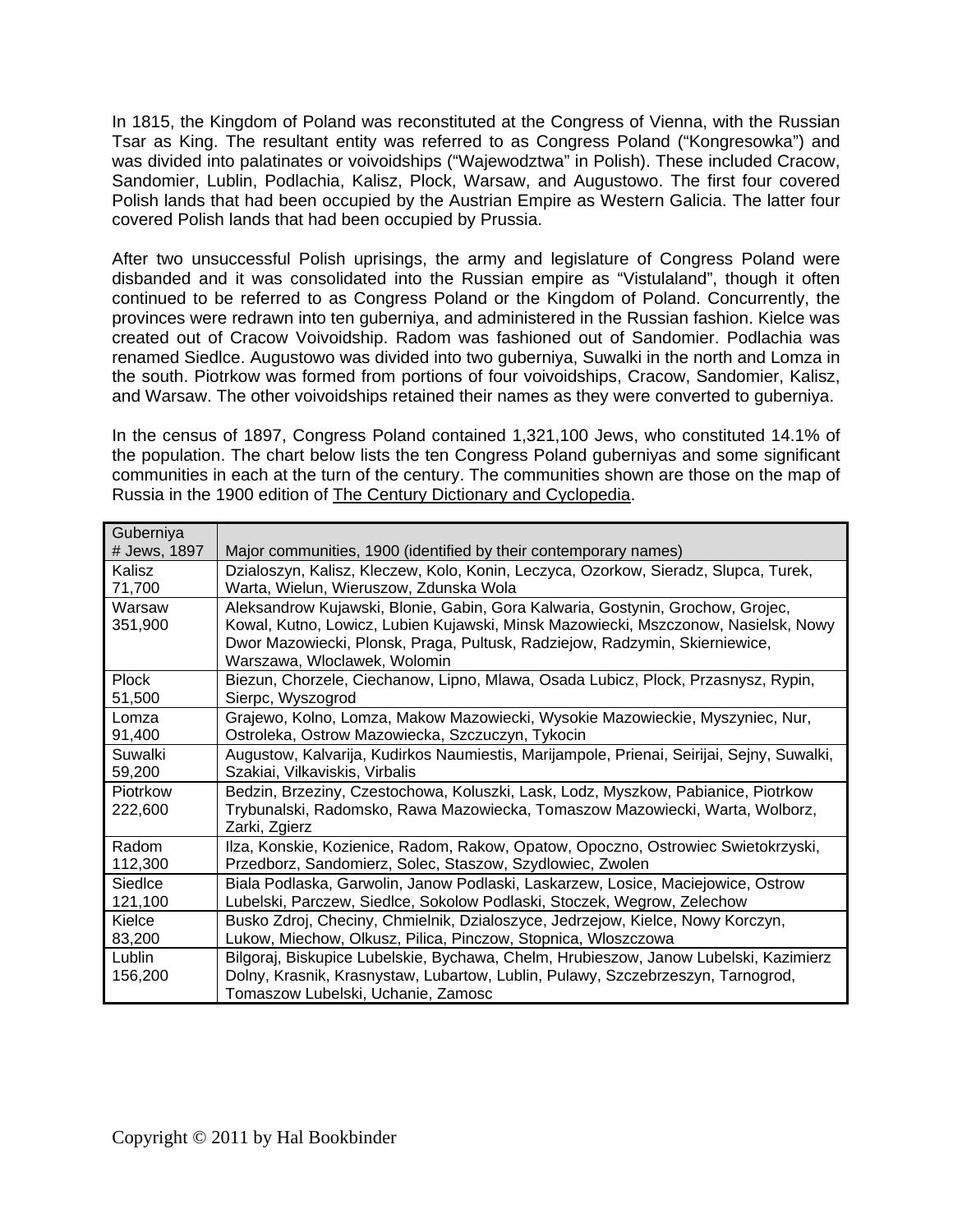In 1815, the Kingdom of Poland was reconstituted at the Congress of Vienna, with the Russian Tsar as King. The resultant entity was referred to as Congress Poland ("Kongresowka") and was divided into palatinates or voivoidships ("Wajewodztwa" in Polish). These included Cracow, Sandomier, Lublin, Podlachia, Kalisz, Plock, Warsaw, and Augustowo. The first four covered Polish lands that had been occupied by the Austrian Empire as Western Galicia. The latter four covered Polish lands that had been occupied by Prussia.

After two unsuccessful Polish uprisings, the army and legislature of Congress Poland were disbanded and it was consolidated into the Russian empire as "Vistulaland", though it often continued to be referred to as Congress Poland or the Kingdom of Poland. Concurrently, the provinces were redrawn into ten guberniya, and administered in the Russian fashion. Kielce was created out of Cracow Voivoidship. Radom was fashioned out of Sandomier. Podlachia was renamed Siedlce. Augustowo was divided into two guberniya, Suwalki in the north and Lomza in the south. Piotrkow was formed from portions of four voivoidships, Cracow, Sandomier, Kalisz, and Warsaw. The other voivoidships retained their names as they were converted to guberniya.

In the census of 1897, Congress Poland contained 1,321,100 Jews, who constituted 14.1% of the population. The chart below lists the ten Congress Poland guberniyas and some significant communities in each at the turn of the century. The communities shown are those on the map of Russia in the 1900 edition of The Century Dictionary and Cyclopedia.

| Guberniya # Jews, 1897 | Major communities, 1900 (identified by their contemporary names) |
|---|---|
| Kalisz 71,700 | Dzialoszyn, Kalisz, Kleczew, Kolo, Konin, Leczyca, Ozorkow, Sieradz, Slupca, Turek, Warta, Wielun, Wieruszow, Zdunska Wola |
| Warsaw 351,900 | Aleksandrow Kujawski, Blonie, Gabin, Gora Kalwaria, Gostynin, Grochow, Grojec, Kowal, Kutno, Lowicz, Lubien Kujawski, Minsk Mazowiecki, Mszczonow, Nasielsk, Nowy Dwor Mazowiecki, Plonsk, Praga, Pultusk, Radziejow, Radzymin, Skierniewice, Warszawa, Wloclawek, Wolomin |
| Plock 51,500 | Biezun, Chorzele, Ciechanow, Lipno, Mlawa, Osada Lubicz, Plock, Przasnysz, Rypin, Sierpc, Wyszogrod |
| Lomza 91,400 | Grajewo, Kolno, Lomza, Makow Mazowiecki, Wysokie Mazowieckie, Myszyniec, Nur, Ostroleka, Ostrow Mazowiecka, Szczuczyn, Tykocin |
| Suwalki 59,200 | Augustow, Kalvarija, Kudirkos Naumiestis, Marijampole, Prienai, Seirijai, Sejny, Suwalki, Szakiai, Vilkaviskis, Virbalis |
| Piotrkow 222,600 | Bedzin, Brzeziny, Czestochowa, Koluszki, Lask, Lodz, Myszkow, Pabianice, Piotrkow Trybunalski, Radomsko, Rawa Mazowiecka, Tomaszow Mazowiecki, Warta, Wolborz, Zarki, Zgierz |
| Radom 112,300 | Ilza, Konskie, Kozienice, Radom, Rakow, Opatow, Opoczno, Ostrowiec Swietokrzyski, Przedborz, Sandomierz, Solec, Staszow, Szydlowiec, Zwolen |
| Siedlce 121,100 | Biala Podlaska, Garwolin, Janow Podlaski, Laskarzew, Losice, Maciejowice, Ostrow Lubelski, Parczew, Siedlce, Sokolow Podlaski, Stoczek, Wegrow, Zelechow |
| Kielce 83,200 | Busko Zdroj, Checiny, Chmielnik, Dzialoszyce, Jedrzejow, Kielce, Nowy Korczyn, Lukow, Miechow, Olkusz, Pilica, Pinczow, Stopnica, Wloszczowa |
| Lublin 156,200 | Bilgoraj, Biskupice Lubelskie, Bychawa, Chelm, Hrubieszow, Janow Lubelski, Kazimierz Dolny, Krasnik, Krasnystaw, Lubartow, Lublin, Pulawy, Szczebrzeszyn, Tarnogrod, Tomaszow Lubelski, Uchanie, Zamosc |

Copyright © 2011 by Hal Bookbinder